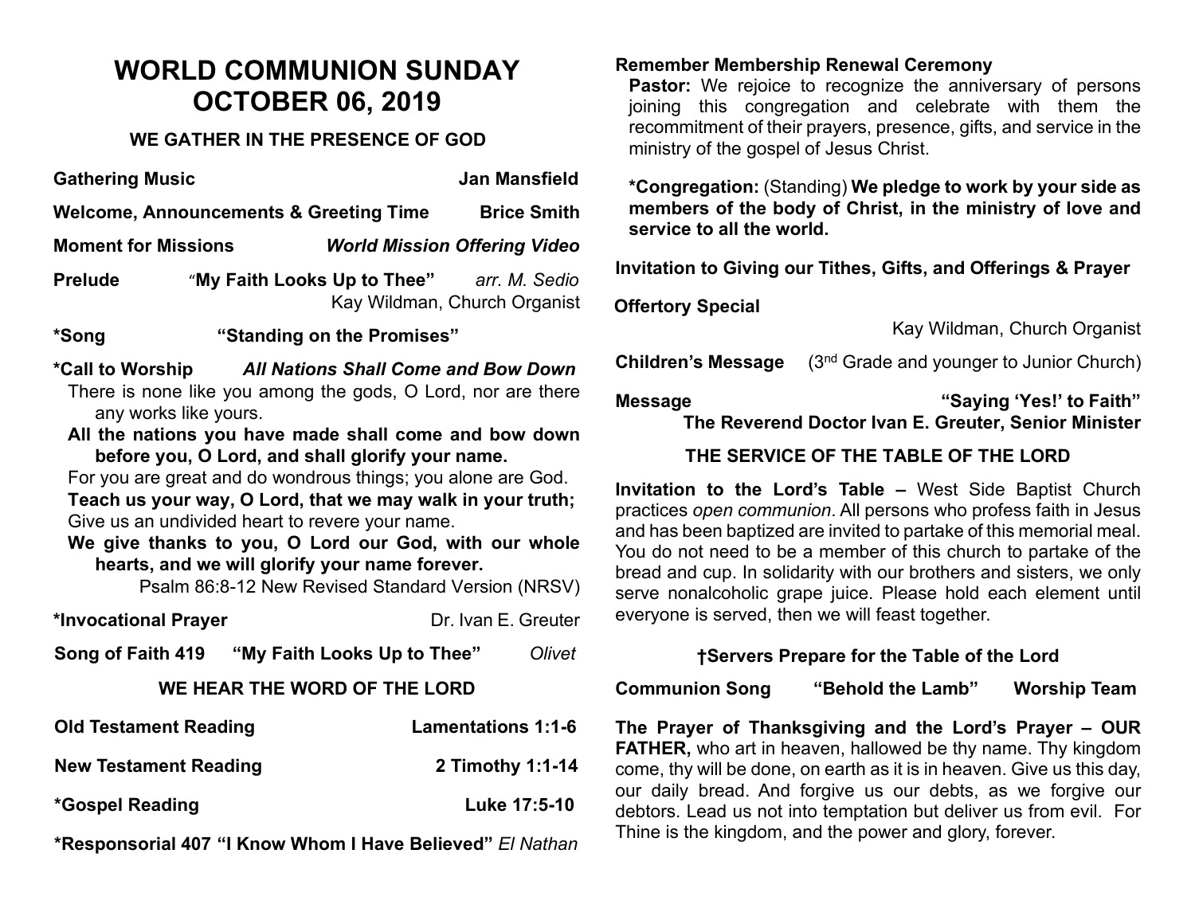# WORLD COMMUNION SUNDAY
# OCTOBER 06, 2019

## WE GATHER IN THE PRESENCE OF GOD

**Gathering Music** — **Jan Mansfield**

**Welcome, Announcements & Greeting Time** — **Brice Smith**

**Moment for Missions** — ***World Mission Offering Video***

**Prelude** *"***My Faith Looks Up to Thee"** *arr. M. Sedio*
Kay Wildman, Church Organist

**\*Song** **"Standing on the Promises"**

**\*Call to Worship** ***All Nations Shall Come and Bow Down***

There is none like you among the gods, O Lord, nor are there any works like yours.

**All the nations you have made shall come and bow down before you, O Lord, and shall glorify your name.**

For you are great and do wondrous things; you alone are God.

**Teach us your way, O Lord, that we may walk in your truth;**

Give us an undivided heart to revere your name.

**We give thanks to you, O Lord our God, with our whole hearts, and we will glorify your name forever.**

Psalm 86:8-12 New Revised Standard Version (NRSV)

**\*Invocational Prayer** — Dr. Ivan E. Greuter

**Song of Faith 419** **"My Faith Looks Up to Thee"** *Olivet*

## WE HEAR THE WORD OF THE LORD

**Old Testament Reading** — **Lamentations 1:1-6**

**New Testament Reading** — **2 Timothy 1:1-14**

**\*Gospel Reading** — **Luke 17:5-10**

**\*Responsorial 407** **"I Know Whom I Have Believed"** *El Nathan*

**Remember Membership Renewal Ceremony**

**Pastor:** We rejoice to recognize the anniversary of persons joining this congregation and celebrate with them the recommitment of their prayers, presence, gifts, and service in the ministry of the gospel of Jesus Christ.

**\*Congregation:** (Standing) **We pledge to work by your side as members of the body of Christ, in the ministry of love and service to all the world.**

**Invitation to Giving our Tithes, Gifts, and Offerings & Prayer**

**Offertory Special**
Kay Wildman, Church Organist

**Children's Message** (3rd Grade and younger to Junior Church)

**Message** **"Saying 'Yes!' to Faith"**
**The Reverend Doctor Ivan E. Greuter, Senior Minister**

## THE SERVICE OF THE TABLE OF THE LORD

**Invitation to the Lord's Table –** West Side Baptist Church practices *open communion*. All persons who profess faith in Jesus and has been baptized are invited to partake of this memorial meal. You do not need to be a member of this church to partake of the bread and cup. In solidarity with our brothers and sisters, we only serve nonalcoholic grape juice. Please hold each element until everyone is served, then we will feast together.

**†Servers Prepare for the Table of the Lord**

**Communion Song** **"Behold the Lamb"** **Worship Team**

**The Prayer of Thanksgiving and the Lord's Prayer – OUR FATHER,** who art in heaven, hallowed be thy name. Thy kingdom come, thy will be done, on earth as it is in heaven. Give us this day, our daily bread. And forgive us our debts, as we forgive our debtors. Lead us not into temptation but deliver us from evil. For Thine is the kingdom, and the power and glory, forever.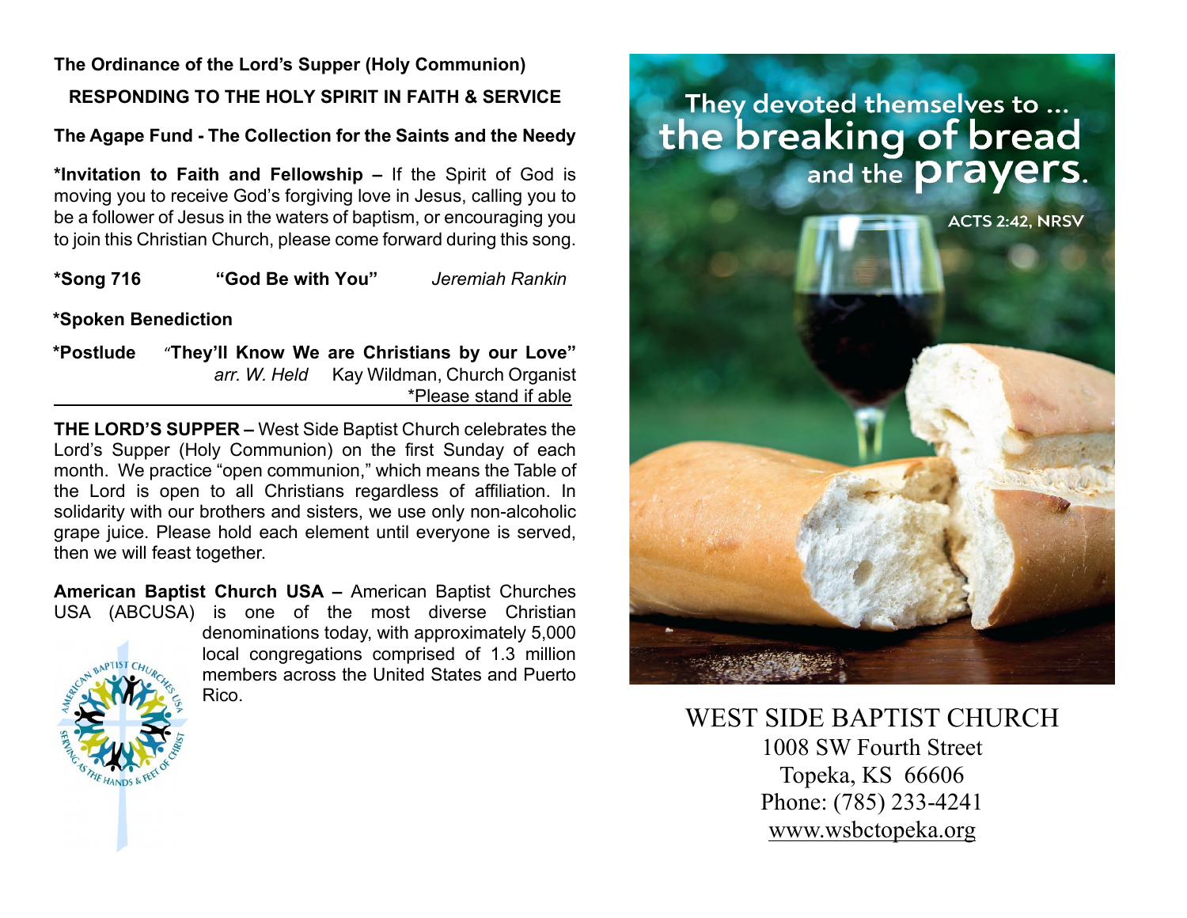**The Ordinance of the Lord's Supper (Holy Communion)**

**RESPONDING TO THE HOLY SPIRIT IN FAITH & SERVICE**

**The Agape Fund - The Collection for the Saints and the Needy**

**\*Invitation to Faith and Fellowship –** If the Spirit of God is moving you to receive God's forgiving love in Jesus, calling you to be a follower of Jesus in the waters of baptism, or encouraging you to join this Christian Church, please come forward during this song.

**\*Song 716** **"God Be with You"** *Jeremiah Rankin*

**\*Spoken Benediction**

**\*Postlude** **"They'll Know We are Christians by our Love"**
*arr. W. Held* Kay Wildman, Church Organist

\*Please stand if able

---

**THE LORD'S SUPPER –** West Side Baptist Church celebrates the Lord's Supper (Holy Communion) on the first Sunday of each month. We practice "open communion," which means the Table of the Lord is open to all Christians regardless of affiliation. In solidarity with our brothers and sisters, we use only non-alcoholic grape juice. Please hold each element until everyone is served, then we will feast together.

**American Baptist Church USA –** American Baptist Churches USA (ABCUSA) is one of the most diverse Christian denominations today, with approximately 5,000 local congregations comprised of 1.3 million members across the United States and Puerto Rico.

They devoted themselves to ... the breaking of bread and the prayers.

ACTS 2:42, NRSV

WEST SIDE BAPTIST CHURCH
1008 SW Fourth Street
Topeka, KS 66606
Phone: (785) 233-4241
www.wsbctopeka.org